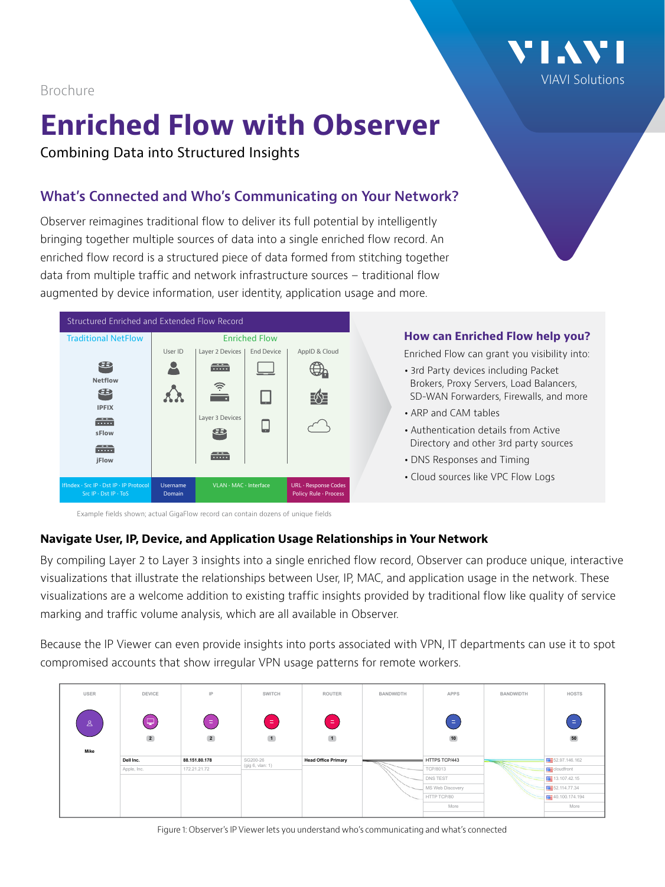Brochure

# Enriched Flow with Observer

Combining Data into Structured Insights

## What's Connected and Who's Communicating on Your Network?

Observer reimagines traditional flow to deliver its full potential by intelligently bringing together multiple sources of data into a single enriched flow record. An enriched flow record is a structured piece of data formed from stitching together data from multiple traffic and network infrastructure sources – traditional flow augmented by device information, user identity, application usage and more.

| Structured Enriched and Extended Flow Record | | | | |
|---|---|---|---|---|
| Traditional NetFlow | Enriched Flow | | | |
| | User ID | Layer 2 Devices / Layer 3 Devices | End Device | AppID & Cloud |
| Netflow, IPFIX, sFlow, jFlow | | | | |
| IfIndex · Src IP · Dst IP · IP Protocol Src IP · Dst IP · ToS | Username Domain | VLAN · MAC · Interface | | URL · Response Codes Policy Rule · Process |

Example fields shown; actual GigaFlow record can contain dozens of unique fields

### How can Enriched Flow help you?

Enriched Flow can grant you visibility into:

- 3rd Party devices including Packet Brokers, Proxy Servers, Load Balancers, SD-WAN Forwarders, Firewalls, and more
- ARP and CAM tables
- Authentication details from Active Directory and other 3rd party sources
- DNS Responses and Timing
- Cloud sources like VPC Flow Logs

### Navigate User, IP, Device, and Application Usage Relationships in Your Network

By compiling Layer 2 to Layer 3 insights into a single enriched flow record, Observer can produce unique, interactive visualizations that illustrate the relationships between User, IP, MAC, and application usage in the network. These visualizations are a welcome addition to existing traffic insights provided by traditional flow like quality of service marking and traffic volume analysis, which are all available in Observer.

Because the IP Viewer can even provide insights into ports associated with VPN, IT departments can use it to spot compromised accounts that show irregular VPN usage patterns for remote workers.

| USER | DEVICE | IP | SWITCH | ROUTER | BANDWIDTH | APPS | BANDWIDTH | HOSTS |
|---|---|---|---|---|---|---|---|---|
| Mike | 2 | 2 | 1 | 1 | | 10 | | 50 |
| | Dell Inc. | 88.151.80.178 | SG200-26 (gig 6, vlan: 1) | Head Office Primary | | HTTPS TCP/443 | | 52.97.146.162 |
| | Apple, Inc. | 172.21.21.72 | | | | TCP/8013 | | cloudfront |
| | | | | | | DNS TEST | | 13.107.42.15 |
| | | | | | | MS Web Discovery | | 52.114.77.34 |
| | | | | | | HTTP TCP/80 | | 40.100.174.194 |
| | | | | | | More | | More |

Figure 1: Observer's IP Viewer lets you understand who's communicating and what's connected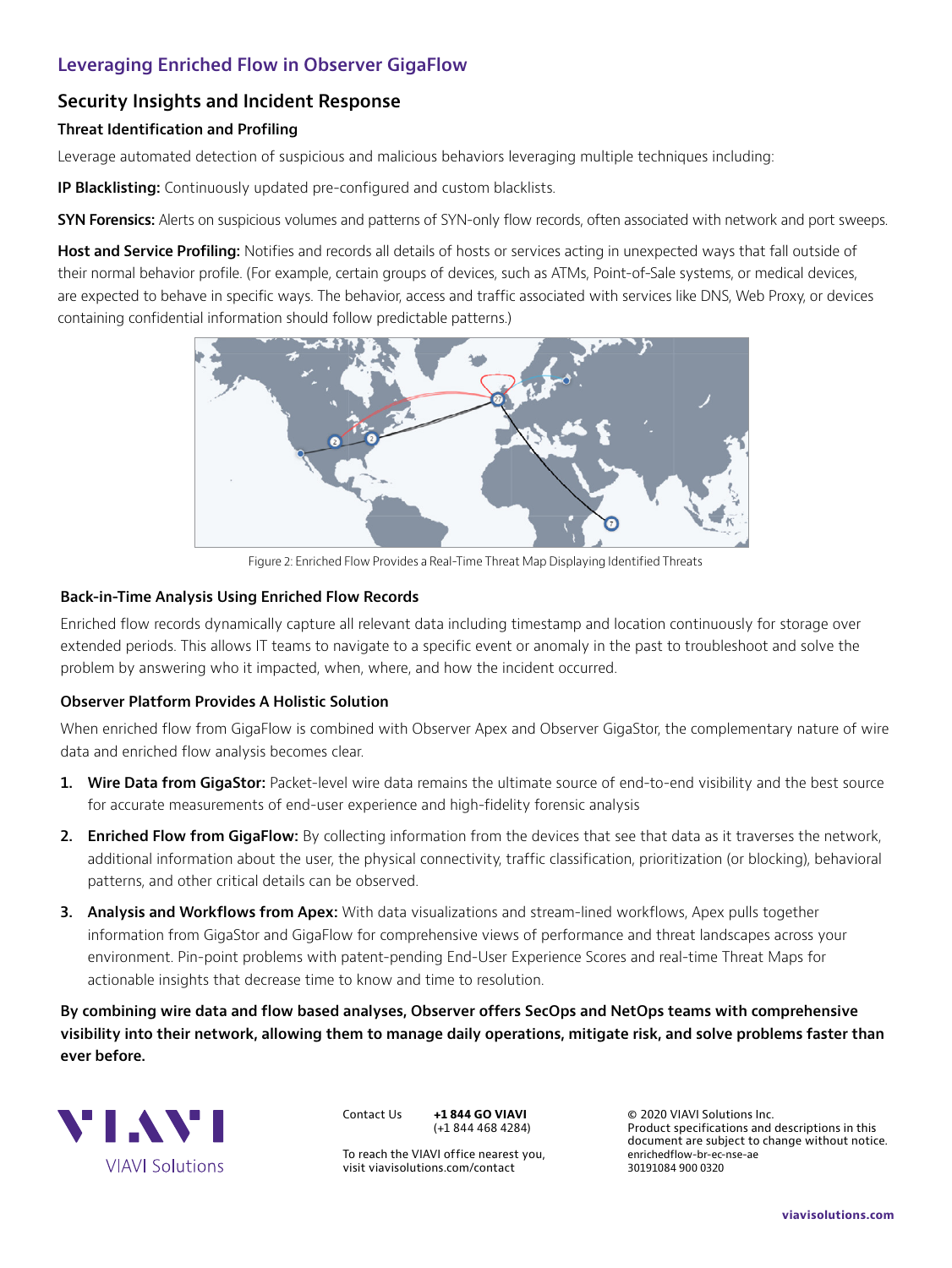## Leveraging Enriched Flow in Observer GigaFlow

### Security Insights and Incident Response

#### Threat Identification and Profiling

Leverage automated detection of suspicious and malicious behaviors leveraging multiple techniques including:

**IP Blacklisting:** Continuously updated pre-configured and custom blacklists.

**SYN Forensics:** Alerts on suspicious volumes and patterns of SYN-only flow records, often associated with network and port sweeps.

**Host and Service Profiling:** Notifies and records all details of hosts or services acting in unexpected ways that fall outside of their normal behavior profile. (For example, certain groups of devices, such as ATMs, Point-of-Sale systems, or medical devices, are expected to behave in specific ways. The behavior, access and traffic associated with services like DNS, Web Proxy, or devices containing confidential information should follow predictable patterns.)

Figure 2: Enriched Flow Provides a Real-Time Threat Map Displaying Identified Threats

#### Back-in-Time Analysis Using Enriched Flow Records

Enriched flow records dynamically capture all relevant data including timestamp and location continuously for storage over extended periods. This allows IT teams to navigate to a specific event or anomaly in the past to troubleshoot and solve the problem by answering who it impacted, when, where, and how the incident occurred.

#### Observer Platform Provides A Holistic Solution

When enriched flow from GigaFlow is combined with Observer Apex and Observer GigaStor, the complementary nature of wire data and enriched flow analysis becomes clear.

1. **Wire Data from GigaStor:** Packet-level wire data remains the ultimate source of end-to-end visibility and the best source for accurate measurements of end-user experience and high-fidelity forensic analysis
2. **Enriched Flow from GigaFlow:** By collecting information from the devices that see that data as it traverses the network, additional information about the user, the physical connectivity, traffic classification, prioritization (or blocking), behavioral patterns, and other critical details can be observed.
3. **Analysis and Workflows from Apex:** With data visualizations and stream-lined workflows, Apex pulls together information from GigaStor and GigaFlow for comprehensive views of performance and threat landscapes across your environment. Pin-point problems with patent-pending End-User Experience Scores and real-time Threat Maps for actionable insights that decrease time to know and time to resolution.

**By combining wire data and flow based analyses, Observer offers SecOps and NetOps teams with comprehensive visibility into their network, allowing them to manage daily operations, mitigate risk, and solve problems faster than ever before.**

VIAVI Solutions

Contact Us **+1 844 GO VIAVI**
(+1 844 468 4284)

To reach the VIAVI office nearest you, visit viavisolutions.com/contact

© 2020 VIAVI Solutions Inc.
Product specifications and descriptions in this document are subject to change without notice.
enrichedflow-br-ec-nse-ae
30191084 900 0320

viavisolutions.com